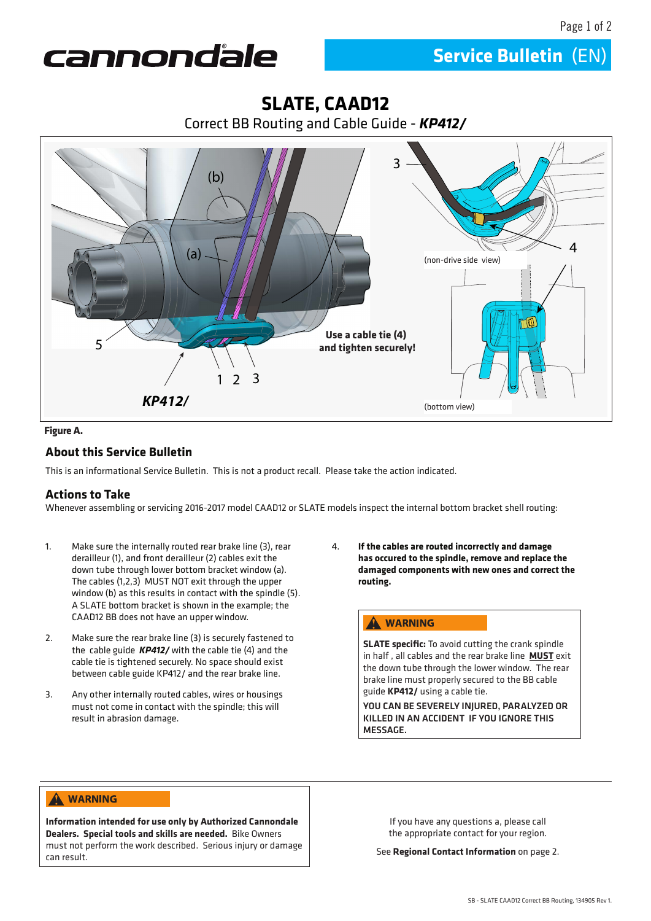cannondale

**Service Bulletin** (EN)

# SLATE, CAAD12

## Correct BB Routing and Cable Guide - *KP412/*

(b)

(a)

3

4

(non-drive side view)

Use a cable tie (4) and tighten securely!

5

1 2 3

*KP412/*

(bottom view)

**Figure A.**

## About this Service Bulletin

This is an informational Service Bulletin. This is not a product recall. Please take the action indicated.

## Actions to Take

Whenever assembling or servicing 2016-2017 model CAAD12 or SLATE models inspect the internal bottom bracket shell routing:

1. Make sure the internally routed rear brake line (3), rear derailleur (1), and front derailleur (2) cables exit the down tube through lower bottom bracket window (a). The cables (1,2,3) MUST NOT exit through the upper window (b) as this results in contact with the spindle (5). A SLATE bottom bracket is shown in the example; the CAAD12 BB does not have an upper window.

2. Make sure the rear brake line (3) is securely fastened to the cable guide ***KP412/*** with the cable tie (4) and the cable tie is tightened securely. No space should exist between cable guide KP412/ and the rear brake line.

3. Any other internally routed cables, wires or housings must not come in contact with the spindle; this will result in abrasion damage.

4. **If the cables are routed incorrectly and damage has occured to the spindle, remove and replace the damaged components with new ones and correct the routing.**

> **⚠ WARNING**
>
> **SLATE specific:** To avoid cutting the crank spindle in half , all cables and the rear brake line **MUST** exit the down tube through the lower window. The rear brake line must properly secured to the BB cable guide **KP412/** using a cable tie.
>
> YOU CAN BE SEVERELY INJURED, PARALYZED OR KILLED IN AN ACCIDENT IF YOU IGNORE THIS MESSAGE.

> **⚠ WARNING**
>
> **Information intended for use only by Authorized Cannondale Dealers. Special tools and skills are needed.** Bike Owners must not perform the work described. Serious injury or damage can result.

If you have any questions a, please call the appropriate contact for your region.

See **Regional Contact Information** on page 2.

SB - SLATE CAAD12 Correct BB Routing, 134905 Rev 1.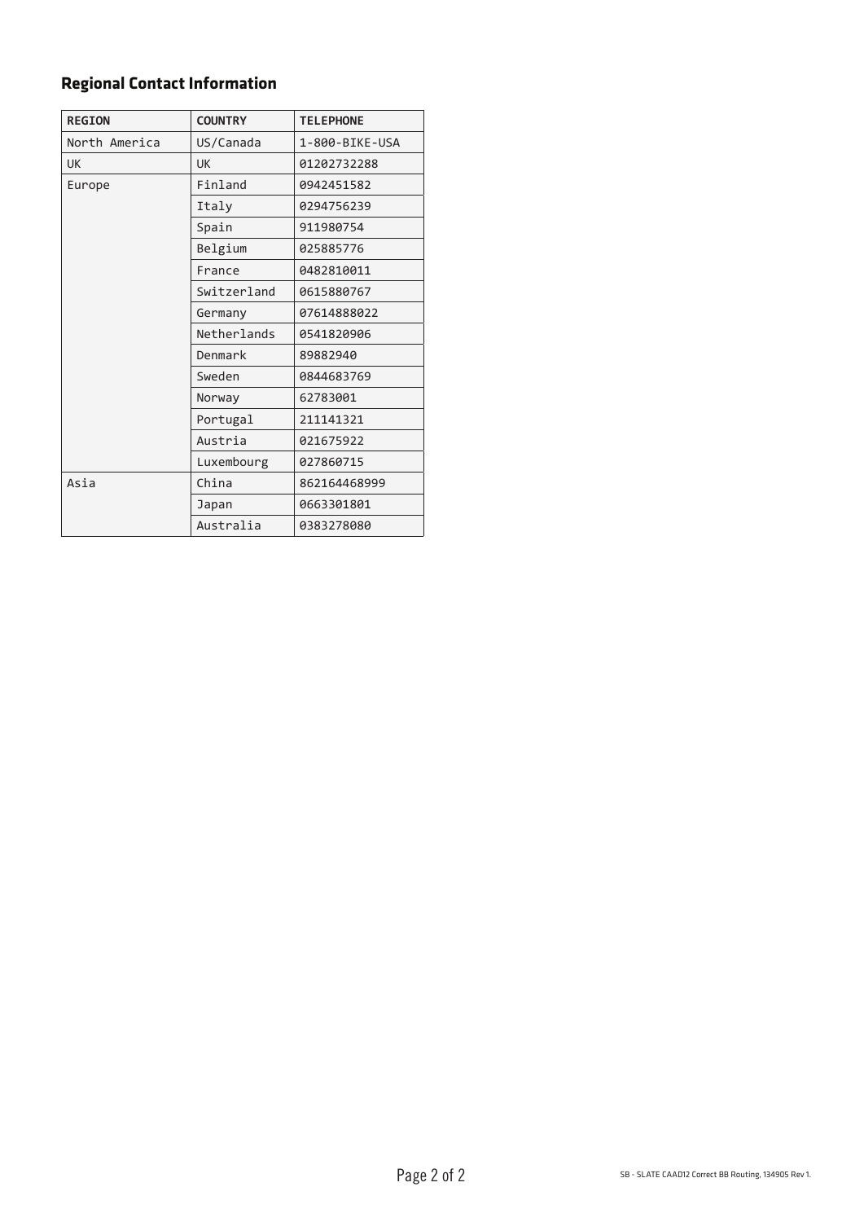## Regional Contact Information

| REGION | COUNTRY | TELEPHONE |
| --- | --- | --- |
| North America | US/Canada | 1-800-BIKE-USA |
| UK | UK | 01202732288 |
| Europe | Finland | 0942451582 |
| | Italy | 0294756239 |
| | Spain | 911980754 |
| | Belgium | 025885776 |
| | France | 0482810011 |
| | Switzerland | 0615880767 |
| | Germany | 07614888022 |
| | Netherlands | 0541820906 |
| | Denmark | 89882940 |
| | Sweden | 0844683769 |
| | Norway | 62783001 |
| | Portugal | 211141321 |
| | Austria | 021675922 |
| | Luxembourg | 027860715 |
| Asia | China | 862164468999 |
| | Japan | 0663301801 |
| | Australia | 0383278080 |